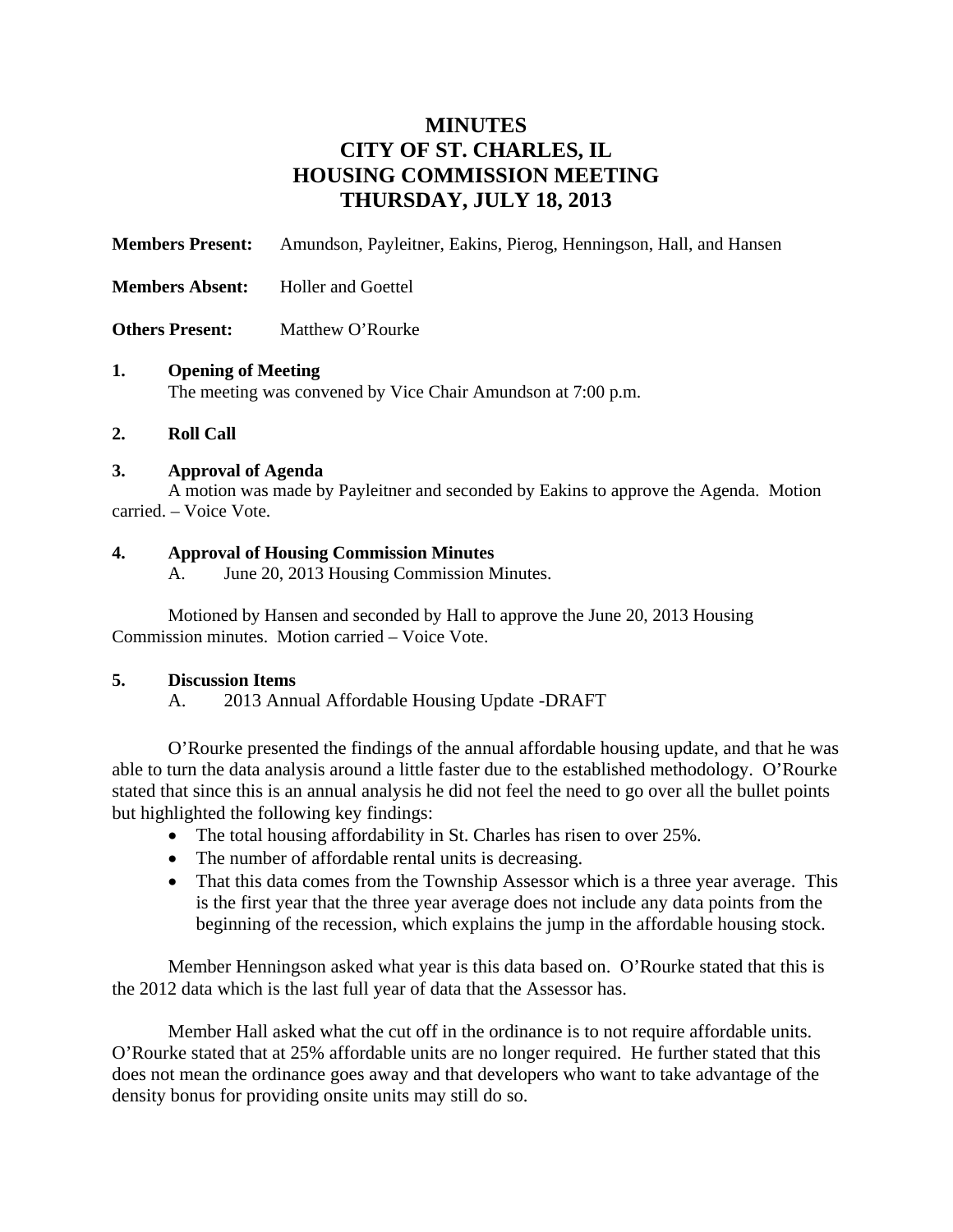# MINUTES
# CITY OF ST. CHARLES, IL
# HOUSING COMMISSION MEETING
# THURSDAY, JULY 18, 2013

**Members Present:** Amundson, Payleitner, Eakins, Pierog, Henningson, Hall, and Hansen

**Members Absent:** Holler and Goettel

**Others Present:** Matthew O'Rourke

**1. Opening of Meeting**

The meeting was convened by Vice Chair Amundson at 7:00 p.m.

**2. Roll Call**

**3. Approval of Agenda**

A motion was made by Payleitner and seconded by Eakins to approve the Agenda. Motion carried. – Voice Vote.

**4. Approval of Housing Commission Minutes**

A. June 20, 2013 Housing Commission Minutes.

Motioned by Hansen and seconded by Hall to approve the June 20, 2013 Housing Commission minutes. Motion carried – Voice Vote.

**5. Discussion Items**

A. 2013 Annual Affordable Housing Update -DRAFT

O'Rourke presented the findings of the annual affordable housing update, and that he was able to turn the data analysis around a little faster due to the established methodology. O'Rourke stated that since this is an annual analysis he did not feel the need to go over all the bullet points but highlighted the following key findings:

- The total housing affordability in St. Charles has risen to over 25%.
- The number of affordable rental units is decreasing.
- That this data comes from the Township Assessor which is a three year average. This is the first year that the three year average does not include any data points from the beginning of the recession, which explains the jump in the affordable housing stock.

Member Henningson asked what year is this data based on. O'Rourke stated that this is the 2012 data which is the last full year of data that the Assessor has.

Member Hall asked what the cut off in the ordinance is to not require affordable units. O'Rourke stated that at 25% affordable units are no longer required. He further stated that this does not mean the ordinance goes away and that developers who want to take advantage of the density bonus for providing onsite units may still do so.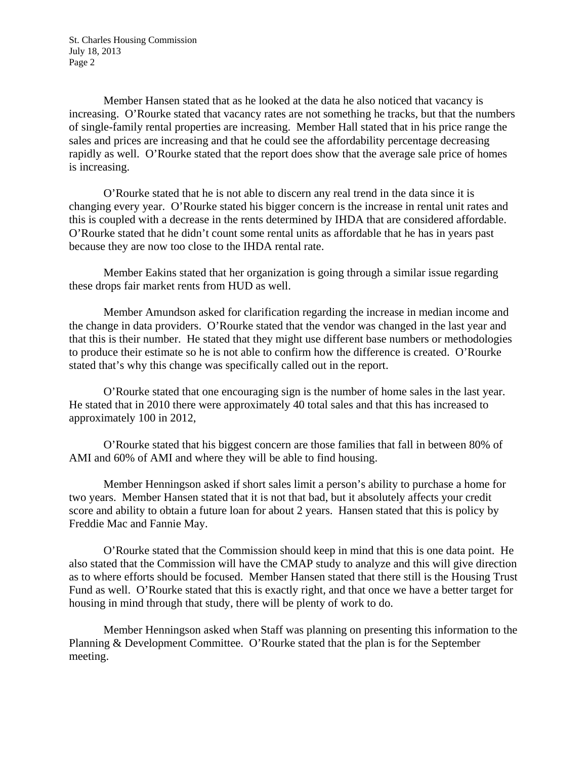Member Hansen stated that as he looked at the data he also noticed that vacancy is increasing. O'Rourke stated that vacancy rates are not something he tracks, but that the numbers of single-family rental properties are increasing. Member Hall stated that in his price range the sales and prices are increasing and that he could see the affordability percentage decreasing rapidly as well. O'Rourke stated that the report does show that the average sale price of homes is increasing.

O'Rourke stated that he is not able to discern any real trend in the data since it is changing every year. O'Rourke stated his bigger concern is the increase in rental unit rates and this is coupled with a decrease in the rents determined by IHDA that are considered affordable. O'Rourke stated that he didn't count some rental units as affordable that he has in years past because they are now too close to the IHDA rental rate.

Member Eakins stated that her organization is going through a similar issue regarding these drops fair market rents from HUD as well.

Member Amundson asked for clarification regarding the increase in median income and the change in data providers. O'Rourke stated that the vendor was changed in the last year and that this is their number. He stated that they might use different base numbers or methodologies to produce their estimate so he is not able to confirm how the difference is created. O'Rourke stated that's why this change was specifically called out in the report.

O'Rourke stated that one encouraging sign is the number of home sales in the last year. He stated that in 2010 there were approximately 40 total sales and that this has increased to approximately 100 in 2012,

O'Rourke stated that his biggest concern are those families that fall in between 80% of AMI and 60% of AMI and where they will be able to find housing.

Member Henningson asked if short sales limit a person's ability to purchase a home for two years. Member Hansen stated that it is not that bad, but it absolutely affects your credit score and ability to obtain a future loan for about 2 years. Hansen stated that this is policy by Freddie Mac and Fannie May.

O'Rourke stated that the Commission should keep in mind that this is one data point. He also stated that the Commission will have the CMAP study to analyze and this will give direction as to where efforts should be focused. Member Hansen stated that there still is the Housing Trust Fund as well. O'Rourke stated that this is exactly right, and that once we have a better target for housing in mind through that study, there will be plenty of work to do.

Member Henningson asked when Staff was planning on presenting this information to the Planning & Development Committee. O'Rourke stated that the plan is for the September meeting.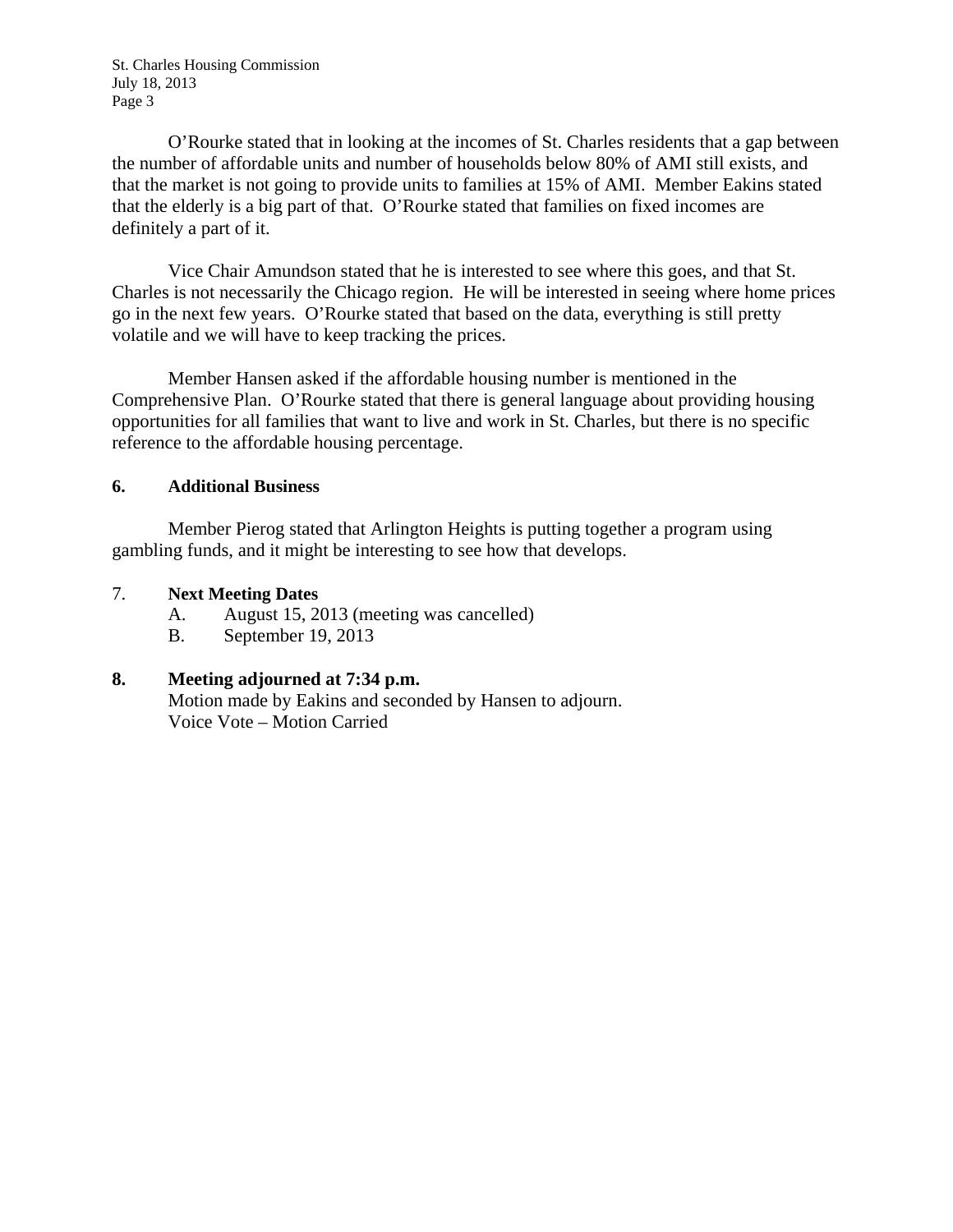O'Rourke stated that in looking at the incomes of St. Charles residents that a gap between the number of affordable units and number of households below 80% of AMI still exists, and that the market is not going to provide units to families at 15% of AMI. Member Eakins stated that the elderly is a big part of that. O'Rourke stated that families on fixed incomes are definitely a part of it.

Vice Chair Amundson stated that he is interested to see where this goes, and that St. Charles is not necessarily the Chicago region. He will be interested in seeing where home prices go in the next few years. O'Rourke stated that based on the data, everything is still pretty volatile and we will have to keep tracking the prices.

Member Hansen asked if the affordable housing number is mentioned in the Comprehensive Plan. O'Rourke stated that there is general language about providing housing opportunities for all families that want to live and work in St. Charles, but there is no specific reference to the affordable housing percentage.

**6. Additional Business**

Member Pierog stated that Arlington Heights is putting together a program using gambling funds, and it might be interesting to see how that develops.

7. **Next Meeting Dates**
   - A. August 15, 2013 (meeting was cancelled)
   - B. September 19, 2013

**8. Meeting adjourned at 7:34 p.m.**

Motion made by Eakins and seconded by Hansen to adjourn.
Voice Vote – Motion Carried